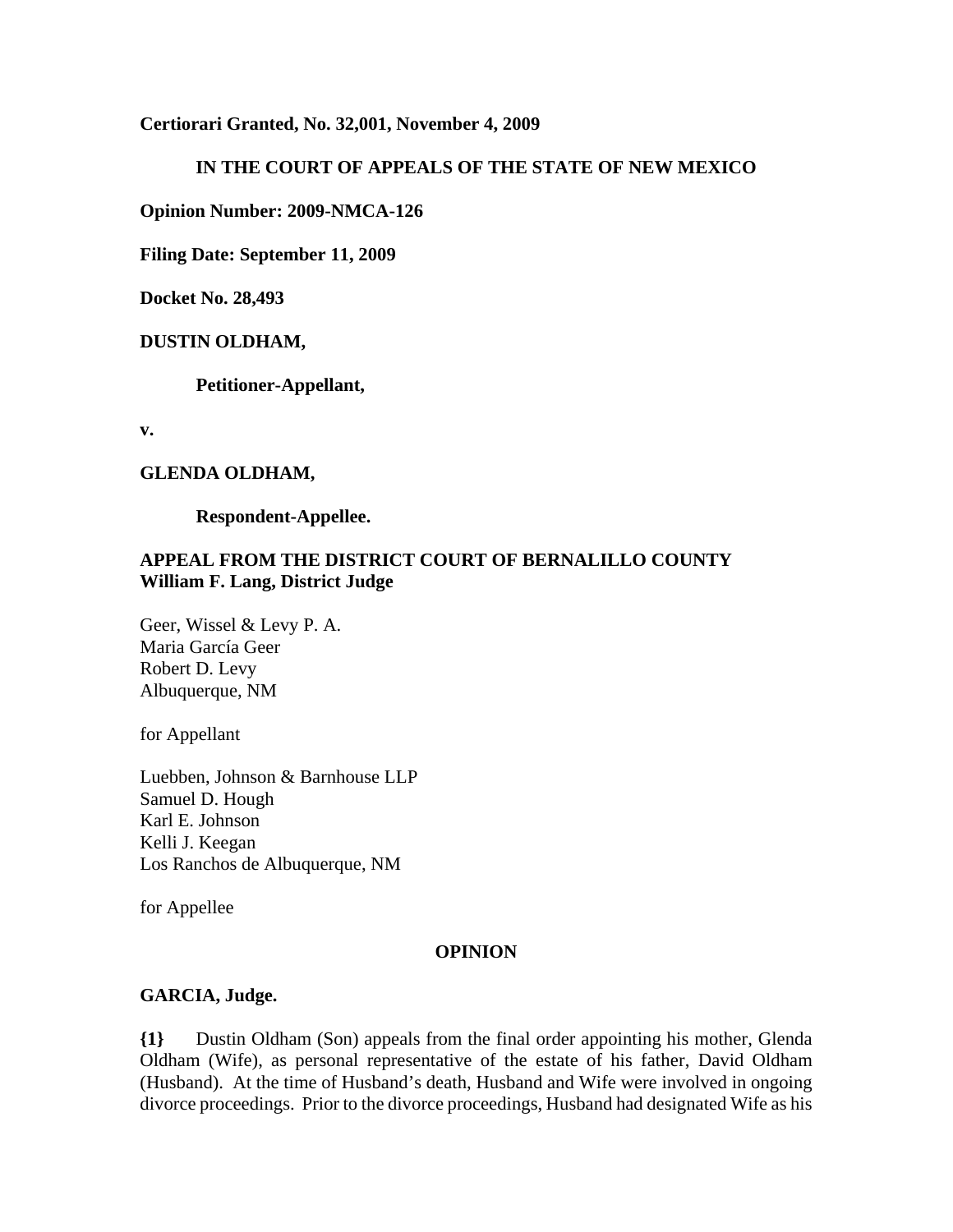**Certiorari Granted, No. 32,001, November 4, 2009**

**IN THE COURT OF APPEALS OF THE STATE OF NEW MEXICO**

**Opinion Number: 2009-NMCA-126**

**Filing Date: September 11, 2009**

**Docket No. 28,493**

**DUSTIN OLDHAM,**

**Petitioner-Appellant,**

**v.**

**GLENDA OLDHAM,**

**Respondent-Appellee.**

**APPEAL FROM THE DISTRICT COURT OF BERNALILLO COUNTY**
**William F. Lang, District Judge**

Geer, Wissel & Levy P. A.
Maria García Geer
Robert D. Levy
Albuquerque, NM

for Appellant

Luebben, Johnson & Barnhouse LLP
Samuel D. Hough
Karl E. Johnson
Kelli J. Keegan
Los Ranchos de Albuquerque, NM

for Appellee

**OPINION**

**GARCIA, Judge.**

**{1}** Dustin Oldham (Son) appeals from the final order appointing his mother, Glenda Oldham (Wife), as personal representative of the estate of his father, David Oldham (Husband). At the time of Husband's death, Husband and Wife were involved in ongoing divorce proceedings. Prior to the divorce proceedings, Husband had designated Wife as his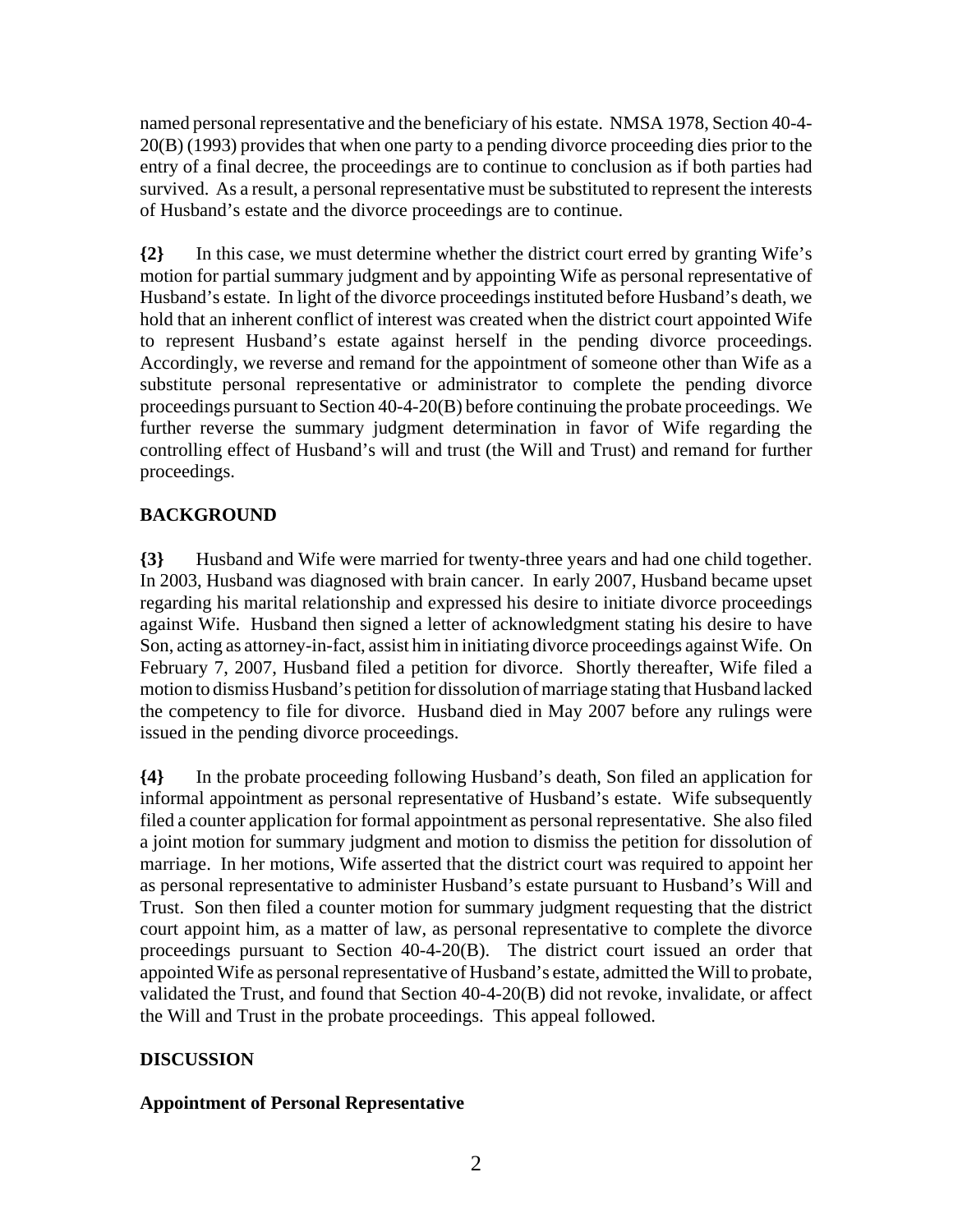named personal representative and the beneficiary of his estate. NMSA 1978, Section 40-4-20(B) (1993) provides that when one party to a pending divorce proceeding dies prior to the entry of a final decree, the proceedings are to continue to conclusion as if both parties had survived. As a result, a personal representative must be substituted to represent the interests of Husband's estate and the divorce proceedings are to continue.

**{2}** In this case, we must determine whether the district court erred by granting Wife's motion for partial summary judgment and by appointing Wife as personal representative of Husband's estate. In light of the divorce proceedings instituted before Husband's death, we hold that an inherent conflict of interest was created when the district court appointed Wife to represent Husband's estate against herself in the pending divorce proceedings. Accordingly, we reverse and remand for the appointment of someone other than Wife as a substitute personal representative or administrator to complete the pending divorce proceedings pursuant to Section 40-4-20(B) before continuing the probate proceedings. We further reverse the summary judgment determination in favor of Wife regarding the controlling effect of Husband's will and trust (the Will and Trust) and remand for further proceedings.

## BACKGROUND

**{3}** Husband and Wife were married for twenty-three years and had one child together. In 2003, Husband was diagnosed with brain cancer. In early 2007, Husband became upset regarding his marital relationship and expressed his desire to initiate divorce proceedings against Wife. Husband then signed a letter of acknowledgment stating his desire to have Son, acting as attorney-in-fact, assist him in initiating divorce proceedings against Wife. On February 7, 2007, Husband filed a petition for divorce. Shortly thereafter, Wife filed a motion to dismiss Husband's petition for dissolution of marriage stating that Husband lacked the competency to file for divorce. Husband died in May 2007 before any rulings were issued in the pending divorce proceedings.

**{4}** In the probate proceeding following Husband's death, Son filed an application for informal appointment as personal representative of Husband's estate. Wife subsequently filed a counter application for formal appointment as personal representative. She also filed a joint motion for summary judgment and motion to dismiss the petition for dissolution of marriage. In her motions, Wife asserted that the district court was required to appoint her as personal representative to administer Husband's estate pursuant to Husband's Will and Trust. Son then filed a counter motion for summary judgment requesting that the district court appoint him, as a matter of law, as personal representative to complete the divorce proceedings pursuant to Section 40-4-20(B). The district court issued an order that appointed Wife as personal representative of Husband's estate, admitted the Will to probate, validated the Trust, and found that Section 40-4-20(B) did not revoke, invalidate, or affect the Will and Trust in the probate proceedings. This appeal followed.

## DISCUSSION

### Appointment of Personal Representative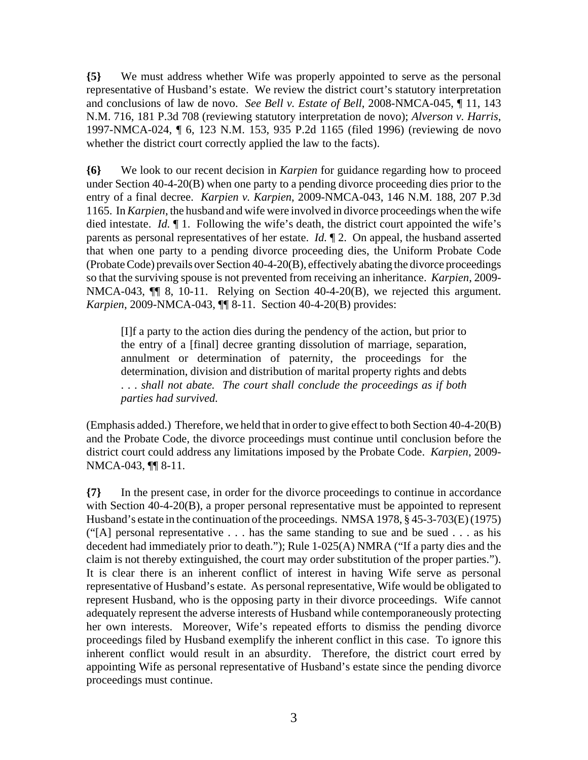**{5}** We must address whether Wife was properly appointed to serve as the personal representative of Husband's estate. We review the district court's statutory interpretation and conclusions of law de novo. *See Bell v. Estate of Bell*, 2008-NMCA-045, ¶ 11, 143 N.M. 716, 181 P.3d 708 (reviewing statutory interpretation de novo); *Alverson v. Harris*, 1997-NMCA-024, ¶ 6, 123 N.M. 153, 935 P.2d 1165 (filed 1996) (reviewing de novo whether the district court correctly applied the law to the facts).

**{6}** We look to our recent decision in *Karpien* for guidance regarding how to proceed under Section 40-4-20(B) when one party to a pending divorce proceeding dies prior to the entry of a final decree. *Karpien v. Karpien*, 2009-NMCA-043, 146 N.M. 188, 207 P.3d 1165. In *Karpien*, the husband and wife were involved in divorce proceedings when the wife died intestate. *Id.* ¶ 1. Following the wife's death, the district court appointed the wife's parents as personal representatives of her estate. *Id.* ¶ 2. On appeal, the husband asserted that when one party to a pending divorce proceeding dies, the Uniform Probate Code (Probate Code) prevails over Section 40-4-20(B), effectively abating the divorce proceedings so that the surviving spouse is not prevented from receiving an inheritance. *Karpien*, 2009-NMCA-043, ¶¶ 8, 10-11. Relying on Section 40-4-20(B), we rejected this argument. *Karpien*, 2009-NMCA-043, ¶¶ 8-11. Section 40-4-20(B) provides:

> [I]f a party to the action dies during the pendency of the action, but prior to the entry of a [final] decree granting dissolution of marriage, separation, annulment or determination of paternity, the proceedings for the determination, division and distribution of marital property rights and debts . . . *shall not abate. The court shall conclude the proceedings as if both parties had survived.*

(Emphasis added.) Therefore, we held that in order to give effect to both Section 40-4-20(B) and the Probate Code, the divorce proceedings must continue until conclusion before the district court could address any limitations imposed by the Probate Code. *Karpien*, 2009-NMCA-043, ¶¶ 8-11.

**{7}** In the present case, in order for the divorce proceedings to continue in accordance with Section 40-4-20(B), a proper personal representative must be appointed to represent Husband's estate in the continuation of the proceedings. NMSA 1978, § 45-3-703(E) (1975) ("[A] personal representative . . . has the same standing to sue and be sued . . . as his decedent had immediately prior to death."); Rule 1-025(A) NMRA ("If a party dies and the claim is not thereby extinguished, the court may order substitution of the proper parties."). It is clear there is an inherent conflict of interest in having Wife serve as personal representative of Husband's estate. As personal representative, Wife would be obligated to represent Husband, who is the opposing party in their divorce proceedings. Wife cannot adequately represent the adverse interests of Husband while contemporaneously protecting her own interests. Moreover, Wife's repeated efforts to dismiss the pending divorce proceedings filed by Husband exemplify the inherent conflict in this case. To ignore this inherent conflict would result in an absurdity. Therefore, the district court erred by appointing Wife as personal representative of Husband's estate since the pending divorce proceedings must continue.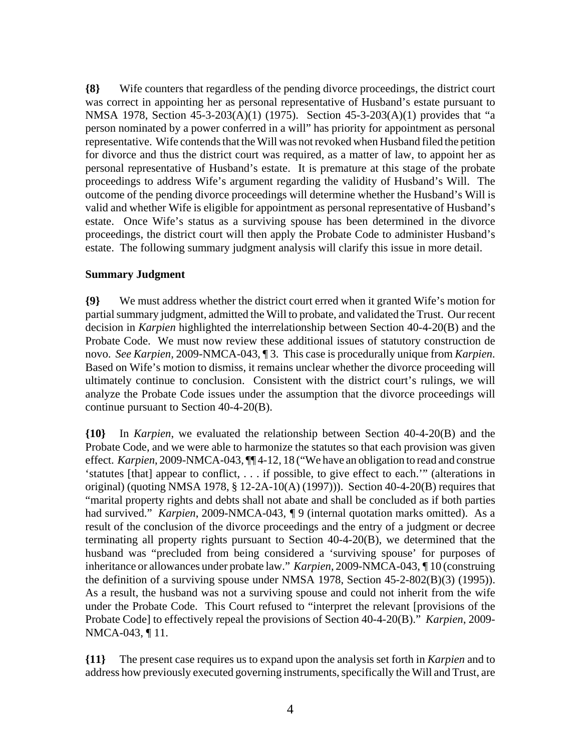**{8}** Wife counters that regardless of the pending divorce proceedings, the district court was correct in appointing her as personal representative of Husband's estate pursuant to NMSA 1978, Section 45-3-203(A)(1) (1975). Section 45-3-203(A)(1) provides that "a person nominated by a power conferred in a will" has priority for appointment as personal representative. Wife contends that the Will was not revoked when Husband filed the petition for divorce and thus the district court was required, as a matter of law, to appoint her as personal representative of Husband's estate. It is premature at this stage of the probate proceedings to address Wife's argument regarding the validity of Husband's Will. The outcome of the pending divorce proceedings will determine whether the Husband's Will is valid and whether Wife is eligible for appointment as personal representative of Husband's estate. Once Wife's status as a surviving spouse has been determined in the divorce proceedings, the district court will then apply the Probate Code to administer Husband's estate. The following summary judgment analysis will clarify this issue in more detail.

**Summary Judgment**

**{9}** We must address whether the district court erred when it granted Wife's motion for partial summary judgment, admitted the Will to probate, and validated the Trust. Our recent decision in *Karpien* highlighted the interrelationship between Section 40-4-20(B) and the Probate Code. We must now review these additional issues of statutory construction de novo. *See Karpien,* 2009-NMCA-043, ¶ 3. This case is procedurally unique from *Karpien*. Based on Wife's motion to dismiss, it remains unclear whether the divorce proceeding will ultimately continue to conclusion. Consistent with the district court's rulings, we will analyze the Probate Code issues under the assumption that the divorce proceedings will continue pursuant to Section 40-4-20(B).

**{10}** In *Karpien*, we evaluated the relationship between Section 40-4-20(B) and the Probate Code, and we were able to harmonize the statutes so that each provision was given effect. *Karpien*, 2009-NMCA-043, ¶¶ 4-12, 18 ("We have an obligation to read and construe 'statutes [that] appear to conflict, . . . if possible, to give effect to each.'" (alterations in original) (quoting NMSA 1978, § 12-2A-10(A) (1997))). Section 40-4-20(B) requires that "marital property rights and debts shall not abate and shall be concluded as if both parties had survived." *Karpien*, 2009-NMCA-043, ¶ 9 (internal quotation marks omitted). As a result of the conclusion of the divorce proceedings and the entry of a judgment or decree terminating all property rights pursuant to Section 40-4-20(B), we determined that the husband was "precluded from being considered a 'surviving spouse' for purposes of inheritance or allowances under probate law." *Karpien*, 2009-NMCA-043, ¶ 10 (construing the definition of a surviving spouse under NMSA 1978, Section 45-2-802(B)(3) (1995)). As a result, the husband was not a surviving spouse and could not inherit from the wife under the Probate Code. This Court refused to "interpret the relevant [provisions of the Probate Code] to effectively repeal the provisions of Section 40-4-20(B)." *Karpien*, 2009-NMCA-043, ¶ 11.

**{11}** The present case requires us to expand upon the analysis set forth in *Karpien* and to address how previously executed governing instruments, specifically the Will and Trust, are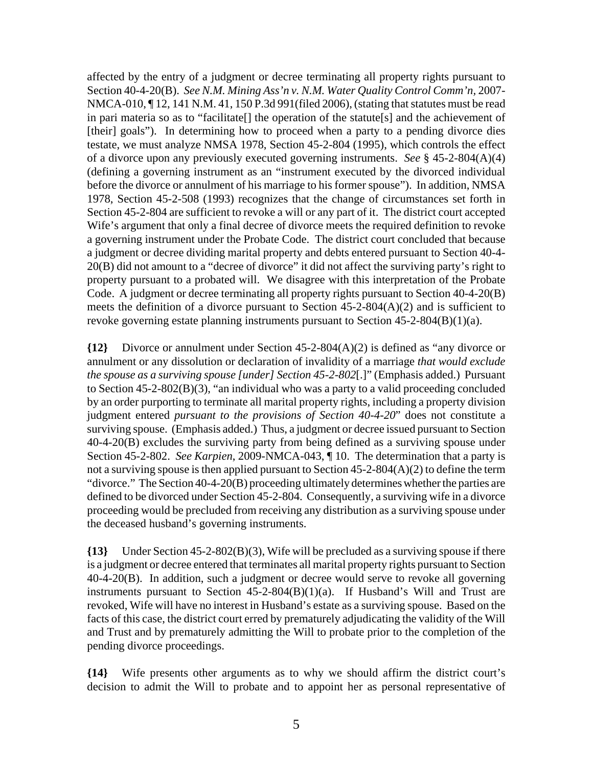affected by the entry of a judgment or decree terminating all property rights pursuant to Section 40-4-20(B). *See N.M. Mining Ass'n v. N.M. Water Quality Control Comm'n*, 2007-NMCA-010, ¶ 12, 141 N.M. 41, 150 P.3d 991(filed 2006), (stating that statutes must be read in pari materia so as to "facilitate[] the operation of the statute[s] and the achievement of [their] goals"). In determining how to proceed when a party to a pending divorce dies testate, we must analyze NMSA 1978, Section 45-2-804 (1995), which controls the effect of a divorce upon any previously executed governing instruments. *See* § 45-2-804(A)(4) (defining a governing instrument as an "instrument executed by the divorced individual before the divorce or annulment of his marriage to his former spouse"). In addition, NMSA 1978, Section 45-2-508 (1993) recognizes that the change of circumstances set forth in Section 45-2-804 are sufficient to revoke a will or any part of it. The district court accepted Wife's argument that only a final decree of divorce meets the required definition to revoke a governing instrument under the Probate Code. The district court concluded that because a judgment or decree dividing marital property and debts entered pursuant to Section 40-4-20(B) did not amount to a "decree of divorce" it did not affect the surviving party's right to property pursuant to a probated will. We disagree with this interpretation of the Probate Code. A judgment or decree terminating all property rights pursuant to Section 40-4-20(B) meets the definition of a divorce pursuant to Section 45-2-804(A)(2) and is sufficient to revoke governing estate planning instruments pursuant to Section 45-2-804(B)(1)(a).

**{12}** Divorce or annulment under Section 45-2-804(A)(2) is defined as "any divorce or annulment or any dissolution or declaration of invalidity of a marriage *that would exclude the spouse as a surviving spouse [under] Section 45-2-802*[.]" (Emphasis added.) Pursuant to Section 45-2-802(B)(3), "an individual who was a party to a valid proceeding concluded by an order purporting to terminate all marital property rights, including a property division judgment entered *pursuant to the provisions of Section 40-4-20*" does not constitute a surviving spouse. (Emphasis added.) Thus, a judgment or decree issued pursuant to Section 40-4-20(B) excludes the surviving party from being defined as a surviving spouse under Section 45-2-802. *See Karpien*, 2009-NMCA-043, ¶ 10. The determination that a party is not a surviving spouse is then applied pursuant to Section 45-2-804(A)(2) to define the term "divorce." The Section 40-4-20(B) proceeding ultimately determines whether the parties are defined to be divorced under Section 45-2-804. Consequently, a surviving wife in a divorce proceeding would be precluded from receiving any distribution as a surviving spouse under the deceased husband's governing instruments.

**{13}** Under Section 45-2-802(B)(3), Wife will be precluded as a surviving spouse if there is a judgment or decree entered that terminates all marital property rights pursuant to Section 40-4-20(B). In addition, such a judgment or decree would serve to revoke all governing instruments pursuant to Section 45-2-804(B)(1)(a). If Husband's Will and Trust are revoked, Wife will have no interest in Husband's estate as a surviving spouse. Based on the facts of this case, the district court erred by prematurely adjudicating the validity of the Will and Trust and by prematurely admitting the Will to probate prior to the completion of the pending divorce proceedings.

**{14}** Wife presents other arguments as to why we should affirm the district court's decision to admit the Will to probate and to appoint her as personal representative of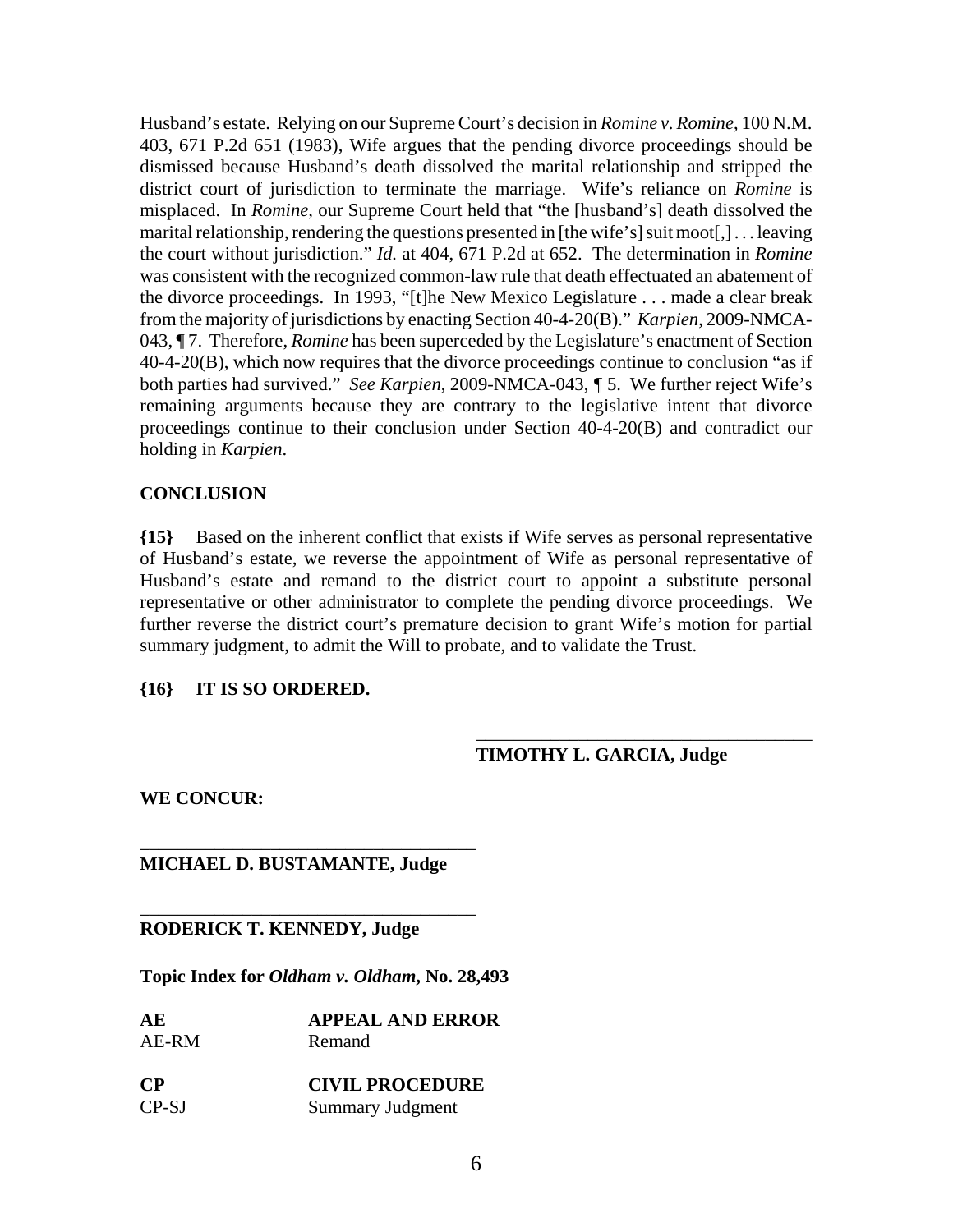Husband's estate. Relying on our Supreme Court's decision in *Romine v. Romine*, 100 N.M. 403, 671 P.2d 651 (1983), Wife argues that the pending divorce proceedings should be dismissed because Husband's death dissolved the marital relationship and stripped the district court of jurisdiction to terminate the marriage. Wife's reliance on *Romine* is misplaced. In *Romine*, our Supreme Court held that "the [husband's] death dissolved the marital relationship, rendering the questions presented in [the wife's] suit moot[,] . . . leaving the court without jurisdiction." *Id.* at 404, 671 P.2d at 652. The determination in *Romine* was consistent with the recognized common-law rule that death effectuated an abatement of the divorce proceedings. In 1993, "[t]he New Mexico Legislature . . . made a clear break from the majority of jurisdictions by enacting Section 40-4-20(B)." *Karpien*, 2009-NMCA-043, ¶ 7. Therefore, *Romine* has been superceded by the Legislature's enactment of Section 40-4-20(B), which now requires that the divorce proceedings continue to conclusion "as if both parties had survived." *See Karpien*, 2009-NMCA-043, ¶ 5. We further reject Wife's remaining arguments because they are contrary to the legislative intent that divorce proceedings continue to their conclusion under Section 40-4-20(B) and contradict our holding in *Karpien*.

**CONCLUSION**

**{15}** Based on the inherent conflict that exists if Wife serves as personal representative of Husband's estate, we reverse the appointment of Wife as personal representative of Husband's estate and remand to the district court to appoint a substitute personal representative or other administrator to complete the pending divorce proceedings. We further reverse the district court's premature decision to grant Wife's motion for partial summary judgment, to admit the Will to probate, and to validate the Trust.

**{16} IT IS SO ORDERED.**

\_\_\_\_\_\_\_\_\_\_\_\_\_\_\_\_\_\_\_\_\_\_\_\_\_\_\_\_\_\_\_\_\_\_\_\_
**TIMOTHY L. GARCIA, Judge**

**WE CONCUR:**

\_\_\_\_\_\_\_\_\_\_\_\_\_\_\_\_\_\_\_\_\_\_\_\_\_\_\_\_\_\_\_\_\_\_\_\_
**MICHAEL D. BUSTAMANTE, Judge**

\_\_\_\_\_\_\_\_\_\_\_\_\_\_\_\_\_\_\_\_\_\_\_\_\_\_\_\_\_\_\_\_\_\_\_\_
**RODERICK T. KENNEDY, Judge**

**Topic Index for *Oldham v. Oldham*, No. 28,493**

| | |
|---|---|
| **AE** | **APPEAL AND ERROR** |
| AE-RM | Remand |
| **CP** | **CIVIL PROCEDURE** |
| CP-SJ | Summary Judgment |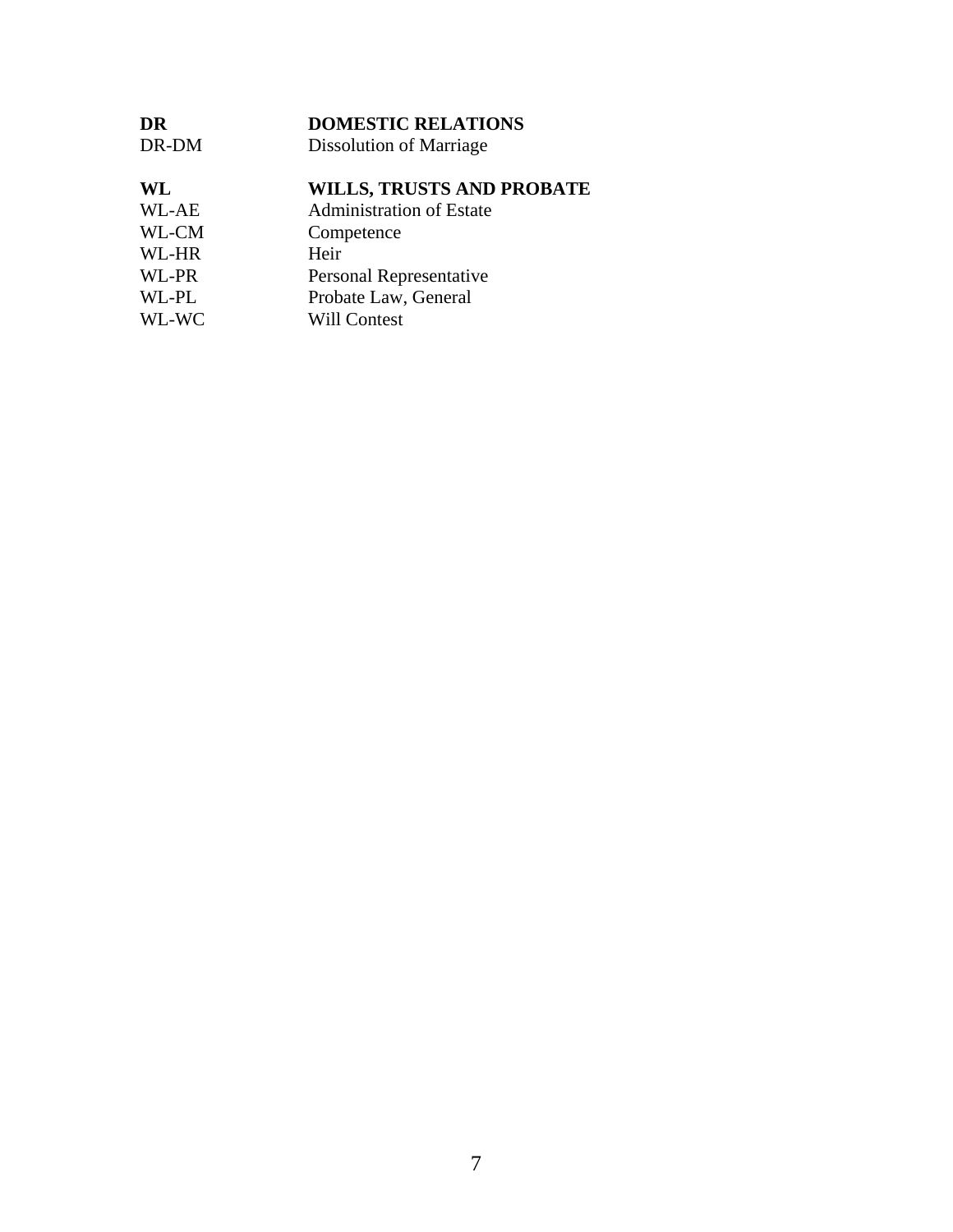| | |
|---|---|
| **DR** | **DOMESTIC RELATIONS** |
| DR-DM | Dissolution of Marriage |
| | |
| **WL** | **WILLS, TRUSTS AND PROBATE** |
| WL-AE | Administration of Estate |
| WL-CM | Competence |
| WL-HR | Heir |
| WL-PR | Personal Representative |
| WL-PL | Probate Law, General |
| WL-WC | Will Contest |